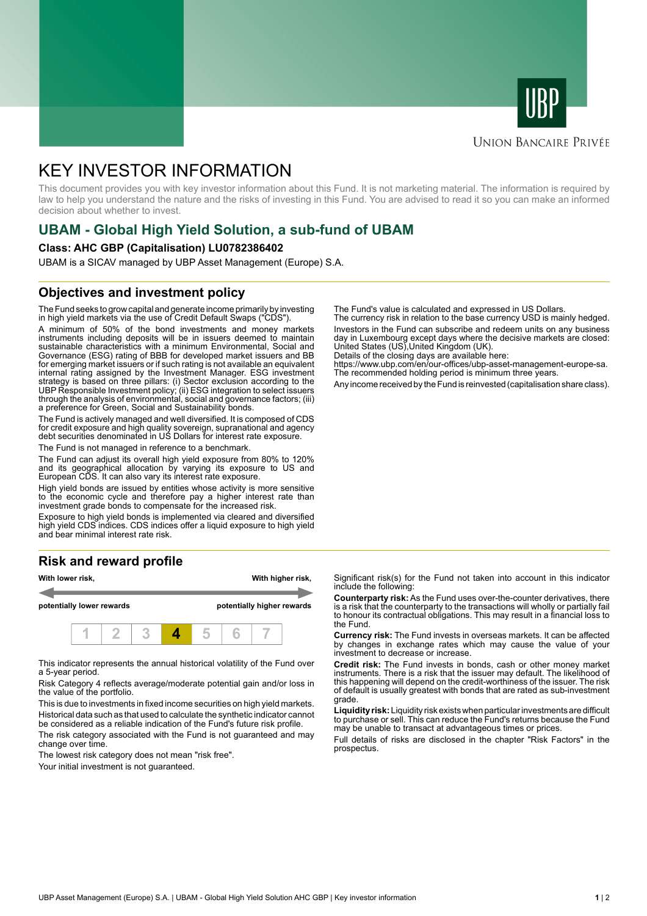UBP

Union Bancaire Privée

# KEY INVESTOR INFORMATION

This document provides you with key investor information about this Fund. It is not marketing material. The information is required by law to help you understand the nature and the risks of investing in this Fund. You are advised to read it so you can make an informed decision about whether to invest.

## UBAM - Global High Yield Solution, a sub-fund of UBAM

**Class: AHC GBP (Capitalisation) LU0782386402**

UBAM is a SICAV managed by UBP Asset Management (Europe) S.A.

## Objectives and investment policy

The Fund seeks to grow capital and generate income primarily by investing in high yield markets via the use of Credit Default Swaps ("CDS").

A minimum of 50% of the bond investments and money markets instruments including deposits will be in issuers deemed to maintain sustainable characteristics with a minimum Environmental, Social and Governance (ESG) rating of BBB for developed market issuers and BB for emerging market issuers or if such rating is not available an equivalent internal rating assigned by the Investment Manager. ESG investment strategy is based on three pillars: (i) Sector exclusion according to the UBP Responsible Investment policy; (ii) ESG integration to select issuers through the analysis of environmental, social and governance factors; (iii) a preference for Green, Social and Sustainability bonds.

The Fund is actively managed and well diversified. It is composed of CDS for credit exposure and high quality sovereign, supranational and agency debt securities denominated in US Dollars for interest rate exposure.

The Fund is not managed in reference to a benchmark.

The Fund can adjust its overall high yield exposure from 80% to 120% and its geographical allocation by varying its exposure to US and European CDS. It can also vary its interest rate exposure.

High yield bonds are issued by entities whose activity is more sensitive to the economic cycle and therefore pay a higher interest rate than investment grade bonds to compensate for the increased risk.

Exposure to high yield bonds is implemented via cleared and diversified high yield CDS indices. CDS indices offer a liquid exposure to high yield and bear minimal interest rate risk.

The Fund's value is calculated and expressed in US Dollars.
The currency risk in relation to the base currency USD is mainly hedged.

Investors in the Fund can subscribe and redeem units on any business day in Luxembourg except days where the decisive markets are closed: United States (US),United Kingdom (UK).
Details of the closing days are available here:
https://www.ubp.com/en/our-offices/ubp-asset-management-europe-sa.
The recommended holding period is minimum three years.

Any income received by the Fund is reinvested (capitalisation share class).

## Risk and reward profile

| With lower risk, potentially lower rewards | | | | | | With higher risk, potentially higher rewards |
|---|---|---|---|---|---|---|
| 1 | 2 | 3 | **4** | 5 | 6 | 7 |

This indicator represents the annual historical volatility of the Fund over a 5-year period.

Risk Category 4 reflects average/moderate potential gain and/or loss in the value of the portfolio.

This is due to investments in fixed income securities on high yield markets.

Historical data such as that used to calculate the synthetic indicator cannot be considered as a reliable indication of the Fund's future risk profile.

The risk category associated with the Fund is not guaranteed and may change over time.

The lowest risk category does not mean "risk free".

Your initial investment is not guaranteed.

Significant risk(s) for the Fund not taken into account in this indicator include the following:

**Counterparty risk:** As the Fund uses over-the-counter derivatives, there is a risk that the counterparty to the transactions will wholly or partially fail to honour its contractual obligations. This may result in a financial loss to the Fund.

**Currency risk:** The Fund invests in overseas markets. It can be affected by changes in exchange rates which may cause the value of your investment to decrease or increase.

**Credit risk:** The Fund invests in bonds, cash or other money market instruments. There is a risk that the issuer may default. The likelihood of this happening will depend on the credit-worthiness of the issuer. The risk of default is usually greatest with bonds that are rated as sub-investment grade.

**Liquidity risk:** Liquidity risk exists when particular investments are difficult to purchase or sell. This can reduce the Fund's returns because the Fund may be unable to transact at advantageous times or prices.

Full details of risks are disclosed in the chapter "Risk Factors" in the prospectus.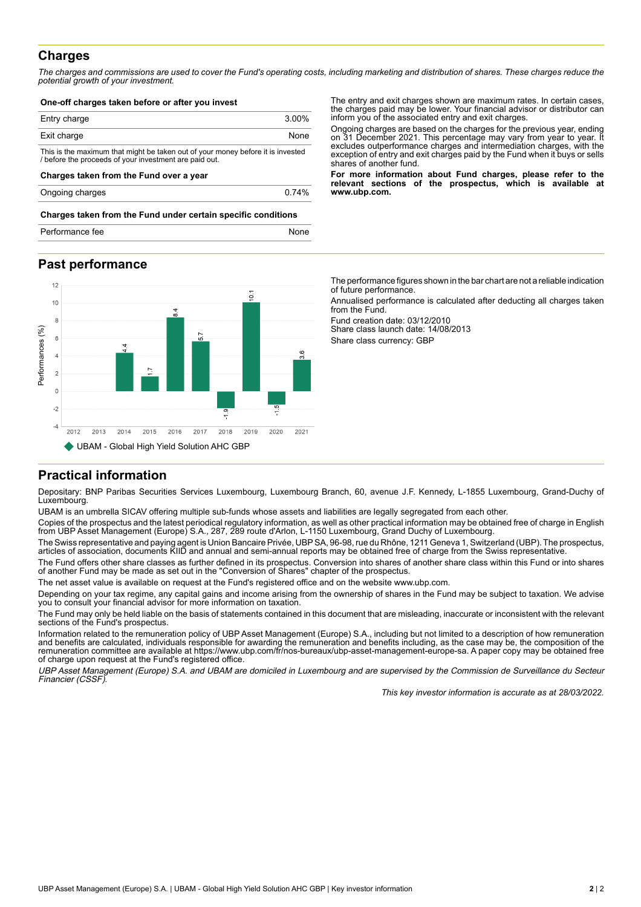## Charges

*The charges and commissions are used to cover the Fund's operating costs, including marketing and distribution of shares. These charges reduce the potential growth of your investment.*

| One-off charges taken before or after you invest | |
|---|---|
| Entry charge | 3.00% |
| Exit charge | None |

This is the maximum that might be taken out of your money before it is invested / before the proceeds of your investment are paid out.

| Charges taken from the Fund over a year | |
|---|---|
| Ongoing charges | 0.74% |

| Charges taken from the Fund under certain specific conditions | |
|---|---|
| Performance fee | None |

The entry and exit charges shown are maximum rates. In certain cases, the charges paid may be lower. Your financial advisor or distributor can inform you of the associated entry and exit charges.

Ongoing charges are based on the charges for the previous year, ending on 31 December 2021. This percentage may vary from year to year. It excludes outperformance charges and intermediation charges, with the exception of entry and exit charges paid by the Fund when it buys or sells shares of another fund.

**For more information about Fund charges, please refer to the relevant sections of the prospectus, which is available at www.ubp.com.**

## Past performance

Performances (%)

12
10
8
6
4
2
0
-2
-4

2012 2013 2014 2015 2016 2017 2018 2019 2020 2021

4.4
1.7
8.4
5.7
-1.9
10.1
-1.5
3.6

UBAM - Global High Yield Solution AHC GBP

The performance figures shown in the bar chart are not a reliable indication of future performance.

Annualised performance is calculated after deducting all charges taken from the Fund.

Fund creation date: 03/12/2010
Share class launch date: 14/08/2013
Share class currency: GBP

## Practical information

Depositary: BNP Paribas Securities Services Luxembourg, Luxembourg Branch, 60, avenue J.F. Kennedy, L-1855 Luxembourg, Grand-Duchy of Luxembourg.

UBAM is an umbrella SICAV offering multiple sub-funds whose assets and liabilities are legally segregated from each other.

Copies of the prospectus and the latest periodical regulatory information, as well as other practical information may be obtained free of charge in English from UBP Asset Management (Europe) S.A., 287, 289 route d'Arlon, L-1150 Luxembourg, Grand Duchy of Luxembourg.

The Swiss representative and paying agent is Union Bancaire Privée, UBP SA, 96-98, rue du Rhône, 1211 Geneva 1, Switzerland (UBP). The prospectus, articles of association, documents KIID and annual and semi-annual reports may be obtained free of charge from the Swiss representative.

The Fund offers other share classes as further defined in its prospectus. Conversion into shares of another share class within this Fund or into shares of another Fund may be made as set out in the "Conversion of Shares" chapter of the prospectus.

The net asset value is available on request at the Fund's registered office and on the website www.ubp.com.

Depending on your tax regime, any capital gains and income arising from the ownership of shares in the Fund may be subject to taxation. We advise you to consult your financial advisor for more information on taxation.

The Fund may only be held liable on the basis of statements contained in this document that are misleading, inaccurate or inconsistent with the relevant sections of the Fund's prospectus.

Information related to the remuneration policy of UBP Asset Management (Europe) S.A., including but not limited to a description of how remuneration and benefits are calculated, individuals responsible for awarding the remuneration and benefits including, as the case may be, the composition of the remuneration committee are available at https://www.ubp.com/fr/nos-bureaux/ubp-asset-management-europe-sa. A paper copy may be obtained free of charge upon request at the Fund's registered office.

*UBP Asset Management (Europe) S.A. and UBAM are domiciled in Luxembourg and are supervised by the Commission de Surveillance du Secteur Financier (CSSF).*

*This key investor information is accurate as at 28/03/2022.*